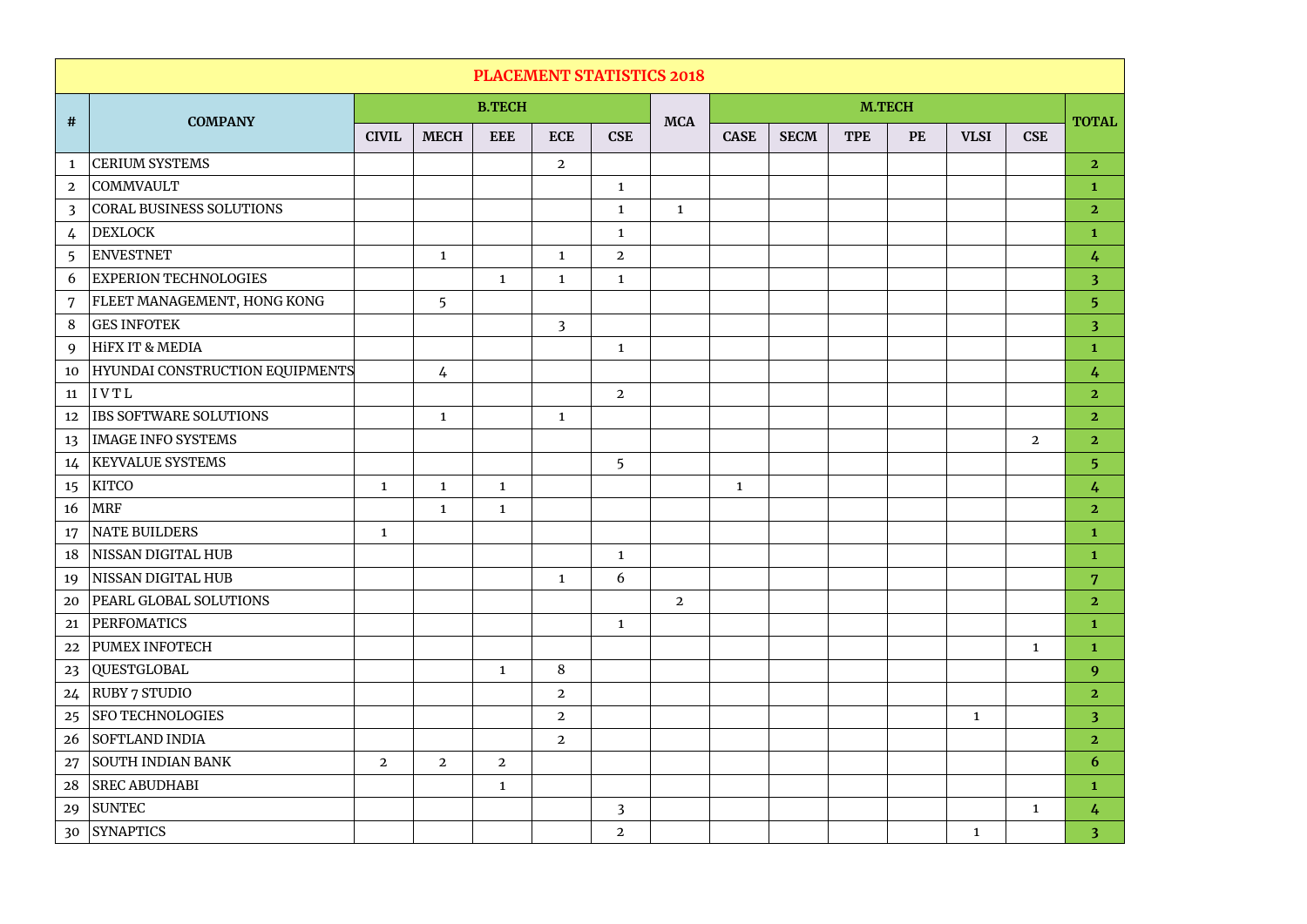## PLACEMENT STATISTICS 2018

| # | COMPANY | B.TECH | | | | | MCA | M.TECH | | | | | | TOTAL |
|---|---|---|---|---|---|---|---|---|---|---|---|---|---|---|
| | | CIVIL | MECH | EEE | ECE | CSE | | CASE | SECM | TPE | PE | VLSI | CSE | |
| 1 | CERIUM SYSTEMS | | | | 2 | | | | | | | | | **2** |
| 2 | COMMVAULT | | | | | 1 | | | | | | | | **1** |
| 3 | CORAL BUSINESS SOLUTIONS | | | | | 1 | 1 | | | | | | | **2** |
| 4 | DEXLOCK | | | | | 1 | | | | | | | | **1** |
| 5 | ENVESTNET | | 1 | | 1 | 2 | | | | | | | | **4** |
| 6 | EXPERION TECHNOLOGIES | | | 1 | 1 | 1 | | | | | | | | **3** |
| 7 | FLEET MANAGEMENT, HONG KONG | | 5 | | | | | | | | | | | **5** |
| 8 | GES INFOTEK | | | | 3 | | | | | | | | | **3** |
| 9 | HiFX IT & MEDIA | | | | | 1 | | | | | | | | **1** |
| 10 | HYUNDAI CONSTRUCTION EQUIPMENTS | | 4 | | | | | | | | | | | **4** |
| 11 | I V T L | | | | | 2 | | | | | | | | **2** |
| 12 | IBS SOFTWARE SOLUTIONS | | 1 | | 1 | | | | | | | | | **2** |
| 13 | IMAGE INFO SYSTEMS | | | | | | | | | | | | 2 | **2** |
| 14 | KEYVALUE SYSTEMS | | | | | 5 | | | | | | | | **5** |
| 15 | KITCO | 1 | 1 | 1 | | | | 1 | | | | | | **4** |
| 16 | MRF | | 1 | 1 | | | | | | | | | | **2** |
| 17 | NATE BUILDERS | 1 | | | | | | | | | | | | **1** |
| 18 | NISSAN DIGITAL HUB | | | | | 1 | | | | | | | | **1** |
| 19 | NISSAN DIGITAL HUB | | | | 1 | 6 | | | | | | | | **7** |
| 20 | PEARL GLOBAL SOLUTIONS | | | | | | 2 | | | | | | | **2** |
| 21 | PERFOMATICS | | | | | 1 | | | | | | | | **1** |
| 22 | PUMEX INFOTECH | | | | | | | | | | | | 1 | **1** |
| 23 | QUESTGLOBAL | | | 1 | 8 | | | | | | | | | **9** |
| 24 | RUBY 7 STUDIO | | | | 2 | | | | | | | | | **2** |
| 25 | SFO TECHNOLOGIES | | | | 2 | | | | | | | 1 | | **3** |
| 26 | SOFTLAND INDIA | | | | 2 | | | | | | | | | **2** |
| 27 | SOUTH INDIAN BANK | 2 | 2 | 2 | | | | | | | | | | **6** |
| 28 | SREC ABUDHABI | | | 1 | | | | | | | | | | **1** |
| 29 | SUNTEC | | | | | 3 | | | | | | | 1 | **4** |
| 30 | SYNAPTICS | | | | | 2 | | | | | | 1 | | **3** |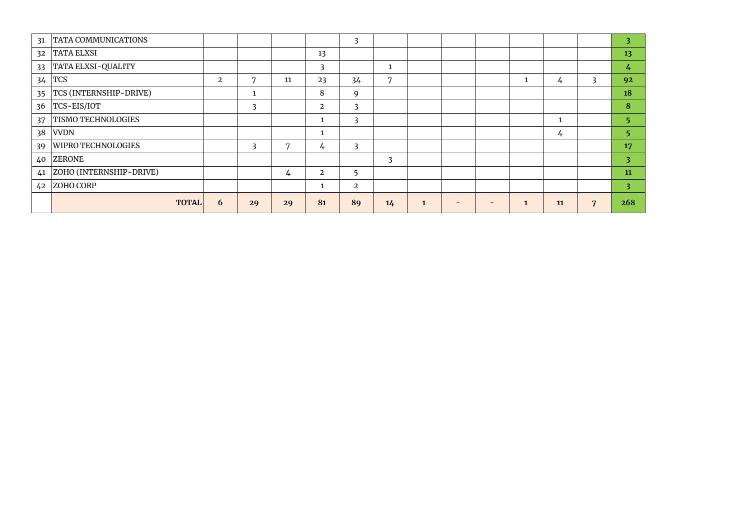| | | | | | | | | | | | | | | |
|---|---|---|---|---|---|---|---|---|---|---|---|---|---|---|
| 31 | TATA COMMUNICATIONS | | | | | 3 | | | | | | | | **3** |
| 32 | TATA ELXSI | | | | 13 | | | | | | | | | **13** |
| 33 | TATA ELXSI-QUALITY | | | | 3 | | 1 | | | | | | | **4** |
| 34 | TCS | 2 | 7 | 11 | 23 | 34 | 7 | | | | 1 | 4 | 3 | **92** |
| 35 | TCS (INTERNSHIP-DRIVE) | | 1 | | 8 | 9 | | | | | | | | **18** |
| 36 | TCS-EIS/IOT | | 3 | | 2 | 3 | | | | | | | | **8** |
| 37 | TISMO TECHNOLOGIES | | | | 1 | 3 | | | | | | 1 | | **5** |
| 38 | VVDN | | | | 1 | | | | | | | 4 | | **5** |
| 39 | WIPRO TECHNOLOGIES | | 3 | 7 | 4 | 3 | | | | | | | | **17** |
| 40 | ZERONE | | | | | | 3 | | | | | | | **3** |
| 41 | ZOHO (INTERNSHIP-DRIVE) | | | 4 | 2 | 5 | | | | | | | | **11** |
| 42 | ZOHO CORP | | | | 1 | 2 | | | | | | | | **3** |
| | **TOTAL** | **6** | **29** | **29** | **81** | **89** | **14** | **1** | **-** | **-** | **1** | **11** | **7** | **268** |